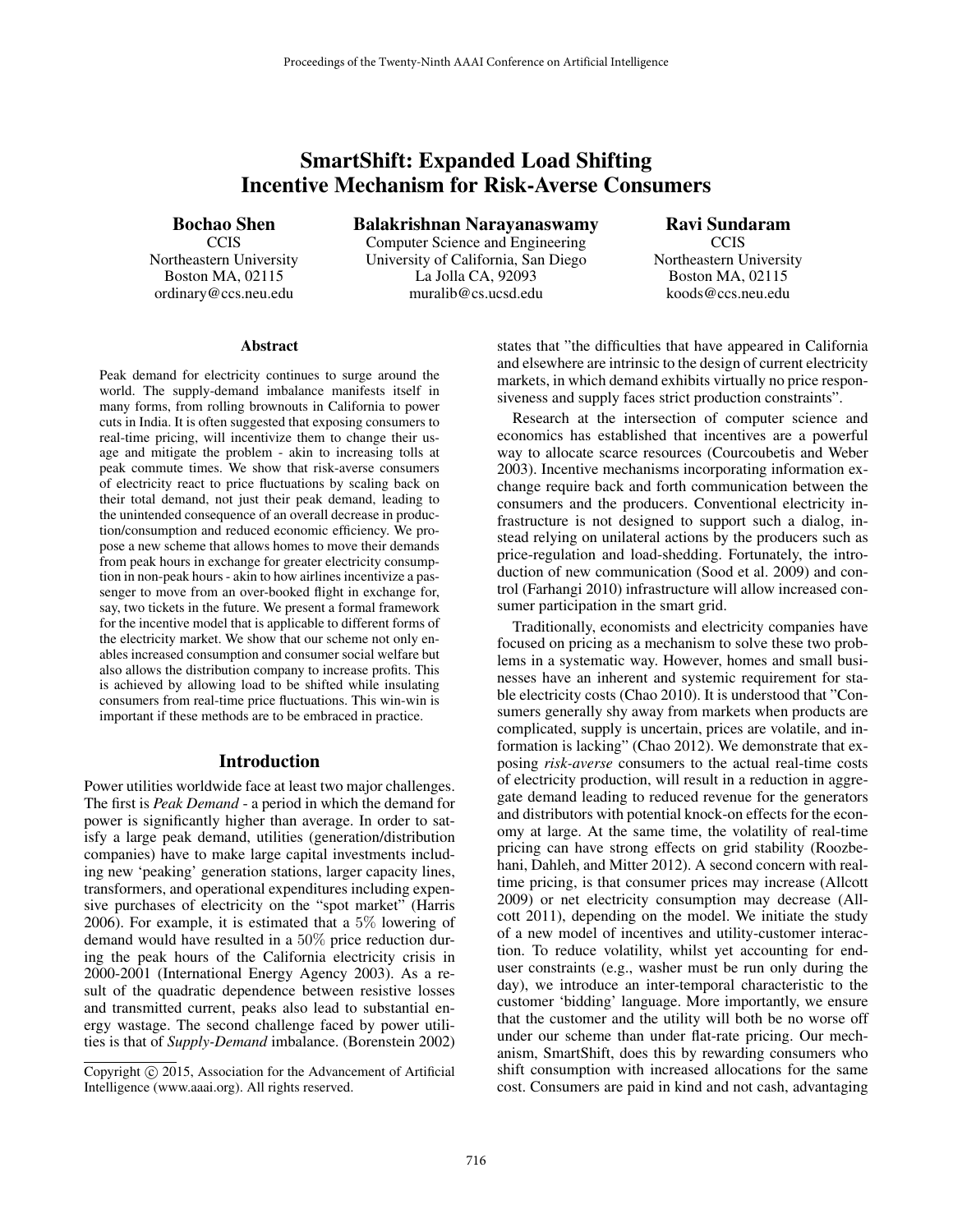# SmartShift: Expanded Load Shifting Incentive Mechanism for Risk-Averse Consumers

**Bochao Shen**
CCIS
Northeastern University
Boston MA, 02115
ordinary@ccs.neu.edu

**Balakrishnan Narayanaswamy**
Computer Science and Engineering
University of California, San Diego
La Jolla CA, 92093
muralib@cs.ucsd.edu

**Ravi Sundaram**
CCIS
Northeastern University
Boston MA, 02115
koods@ccs.neu.edu

### Abstract

Peak demand for electricity continues to surge around the world. The supply-demand imbalance manifests itself in many forms, from rolling brownouts in California to power cuts in India. It is often suggested that exposing consumers to real-time pricing, will incentivize them to change their usage and mitigate the problem - akin to increasing tolls at peak commute times. We show that risk-averse consumers of electricity react to price fluctuations by scaling back on their total demand, not just their peak demand, leading to the unintended consequence of an overall decrease in production/consumption and reduced economic efficiency. We propose a new scheme that allows homes to move their demands from peak hours in exchange for greater electricity consumption in non-peak hours - akin to how airlines incentivize a passenger to move from an over-booked flight in exchange for, say, two tickets in the future. We present a formal framework for the incentive model that is applicable to different forms of the electricity market. We show that our scheme not only enables increased consumption and consumer social welfare but also allows the distribution company to increase profits. This is achieved by allowing load to be shifted while insulating consumers from real-time price fluctuations. This win-win is important if these methods are to be embraced in practice.

## Introduction

Power utilities worldwide face at least two major challenges. The first is *Peak Demand* - a period in which the demand for power is significantly higher than average. In order to satisfy a large peak demand, utilities (generation/distribution companies) have to make large capital investments including new 'peaking' generation stations, larger capacity lines, transformers, and operational expenditures including expensive purchases of electricity on the "spot market" (Harris 2006). For example, it is estimated that a $5\%$ lowering of demand would have resulted in a $50\%$ price reduction during the peak hours of the California electricity crisis in 2000-2001 (International Energy Agency 2003). As a result of the quadratic dependence between resistive losses and transmitted current, peaks also lead to substantial energy wastage. The second challenge faced by power utilities is that of *Supply-Demand* imbalance. (Borenstein 2002) states that "the difficulties that have appeared in California and elsewhere are intrinsic to the design of current electricity markets, in which demand exhibits virtually no price responsiveness and supply faces strict production constraints".

Research at the intersection of computer science and economics has established that incentives are a powerful way to allocate scarce resources (Courcoubetis and Weber 2003). Incentive mechanisms incorporating information exchange require back and forth communication between the consumers and the producers. Conventional electricity infrastructure is not designed to support such a dialog, instead relying on unilateral actions by the producers such as price-regulation and load-shedding. Fortunately, the introduction of new communication (Sood et al. 2009) and control (Farhangi 2010) infrastructure will allow increased consumer participation in the smart grid.

Traditionally, economists and electricity companies have focused on pricing as a mechanism to solve these two problems in a systematic way. However, homes and small businesses have an inherent and systemic requirement for stable electricity costs (Chao 2010). It is understood that "Consumers generally shy away from markets when products are complicated, supply is uncertain, prices are volatile, and information is lacking" (Chao 2012). We demonstrate that exposing *risk-averse* consumers to the actual real-time costs of electricity production, will result in a reduction in aggregate demand leading to reduced revenue for the generators and distributors with potential knock-on effects for the economy at large. At the same time, the volatility of real-time pricing can have strong effects on grid stability (Roozbehani, Dahleh, and Mitter 2012). A second concern with real-time pricing, is that consumer prices may increase (Allcott 2009) or net electricity consumption may decrease (Allcott 2011), depending on the model. We initiate the study of a new model of incentives and utility-customer interaction. To reduce volatility, whilst yet accounting for end-user constraints (e.g., washer must be run only during the day), we introduce an inter-temporal characteristic to the customer 'bidding' language. More importantly, we ensure that the customer and the utility will both be no worse off under our scheme than under flat-rate pricing. Our mechanism, SmartShift, does this by rewarding consumers who shift consumption with increased allocations for the same cost. Consumers are paid in kind and not cash, advantaging

Copyright © 2015, Association for the Advancement of Artificial Intelligence (www.aaai.org). All rights reserved.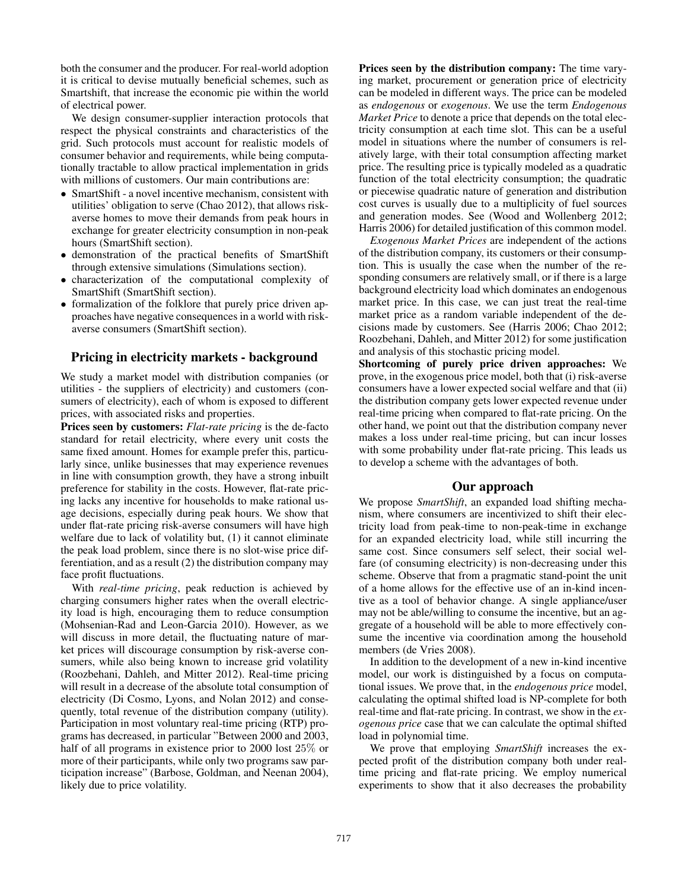both the consumer and the producer. For real-world adoption it is critical to devise mutually beneficial schemes, such as Smartshift, that increase the economic pie within the world of electrical power.

We design consumer-supplier interaction protocols that respect the physical constraints and characteristics of the grid. Such protocols must account for realistic models of consumer behavior and requirements, while being computationally tractable to allow practical implementation in grids with millions of customers. Our main contributions are:

- SmartShift - a novel incentive mechanism, consistent with utilities' obligation to serve (Chao 2012), that allows risk-averse homes to move their demands from peak hours in exchange for greater electricity consumption in non-peak hours (SmartShift section).
- demonstration of the practical benefits of SmartShift through extensive simulations (Simulations section).
- characterization of the computational complexity of SmartShift (SmartShift section).
- formalization of the folklore that purely price driven approaches have negative consequences in a world with risk-averse consumers (SmartShift section).

## Pricing in electricity markets - background

We study a market model with distribution companies (or utilities - the suppliers of electricity) and customers (consumers of electricity), each of whom is exposed to different prices, with associated risks and properties.

**Prices seen by customers:** *Flat-rate pricing* is the de-facto standard for retail electricity, where every unit costs the same fixed amount. Homes for example prefer this, particularly since, unlike businesses that may experience revenues in line with consumption growth, they have a strong inbuilt preference for stability in the costs. However, flat-rate pricing lacks any incentive for households to make rational usage decisions, especially during peak hours. We show that under flat-rate pricing risk-averse consumers will have high welfare due to lack of volatility but, (1) it cannot eliminate the peak load problem, since there is no slot-wise price differentiation, and as a result (2) the distribution company may face profit fluctuations.

With *real-time pricing*, peak reduction is achieved by charging consumers higher rates when the overall electricity load is high, encouraging them to reduce consumption (Mohsenian-Rad and Leon-Garcia 2010). However, as we will discuss in more detail, the fluctuating nature of market prices will discourage consumption by risk-averse consumers, while also being known to increase grid volatility (Roozbehani, Dahleh, and Mitter 2012). Real-time pricing will result in a decrease of the absolute total consumption of electricity (Di Cosmo, Lyons, and Nolan 2012) and consequently, total revenue of the distribution company (utility). Participation in most voluntary real-time pricing (RTP) programs has decreased, in particular "Between 2000 and 2003, half of all programs in existence prior to 2000 lost 25% or more of their participants, while only two programs saw participation increase" (Barbose, Goldman, and Neenan 2004), likely due to price volatility.

**Prices seen by the distribution company:** The time varying market, procurement or generation price of electricity can be modeled in different ways. The price can be modeled as *endogenous* or *exogenous*. We use the term *Endogenous Market Price* to denote a price that depends on the total electricity consumption at each time slot. This can be a useful model in situations where the number of consumers is relatively large, with their total consumption affecting market price. The resulting price is typically modeled as a quadratic function of the total electricity consumption; the quadratic or piecewise quadratic nature of generation and distribution cost curves is usually due to a multiplicity of fuel sources and generation modes. See (Wood and Wollenberg 2012; Harris 2006) for detailed justification of this common model.

*Exogenous Market Prices* are independent of the actions of the distribution company, its customers or their consumption. This is usually the case when the number of the responding consumers are relatively small, or if there is a large background electricity load which dominates an endogenous market price. In this case, we can just treat the real-time market price as a random variable independent of the decisions made by customers. See (Harris 2006; Chao 2012; Roozbehani, Dahleh, and Mitter 2012) for some justification and analysis of this stochastic pricing model.

**Shortcoming of purely price driven approaches:** We prove, in the exogenous price model, both that (i) risk-averse consumers have a lower expected social welfare and that (ii) the distribution company gets lower expected revenue under real-time pricing when compared to flat-rate pricing. On the other hand, we point out that the distribution company never makes a loss under real-time pricing, but can incur losses with some probability under flat-rate pricing. This leads us to develop a scheme with the advantages of both.

## Our approach

We propose *SmartShift*, an expanded load shifting mechanism, where consumers are incentivized to shift their electricity load from peak-time to non-peak-time in exchange for an expanded electricity load, while still incurring the same cost. Since consumers self select, their social welfare (of consuming electricity) is non-decreasing under this scheme. Observe that from a pragmatic stand-point the unit of a home allows for the effective use of an in-kind incentive as a tool of behavior change. A single appliance/user may not be able/willing to consume the incentive, but an aggregate of a household will be able to more effectively consume the incentive via coordination among the household members (de Vries 2008).

In addition to the development of a new in-kind incentive model, our work is distinguished by a focus on computational issues. We prove that, in the *endogenous price* model, calculating the optimal shifted load is NP-complete for both real-time and flat-rate pricing. In contrast, we show in the *exogenous price* case that we can calculate the optimal shifted load in polynomial time.

We prove that employing *SmartShift* increases the expected profit of the distribution company both under real-time pricing and flat-rate pricing. We employ numerical experiments to show that it also decreases the probability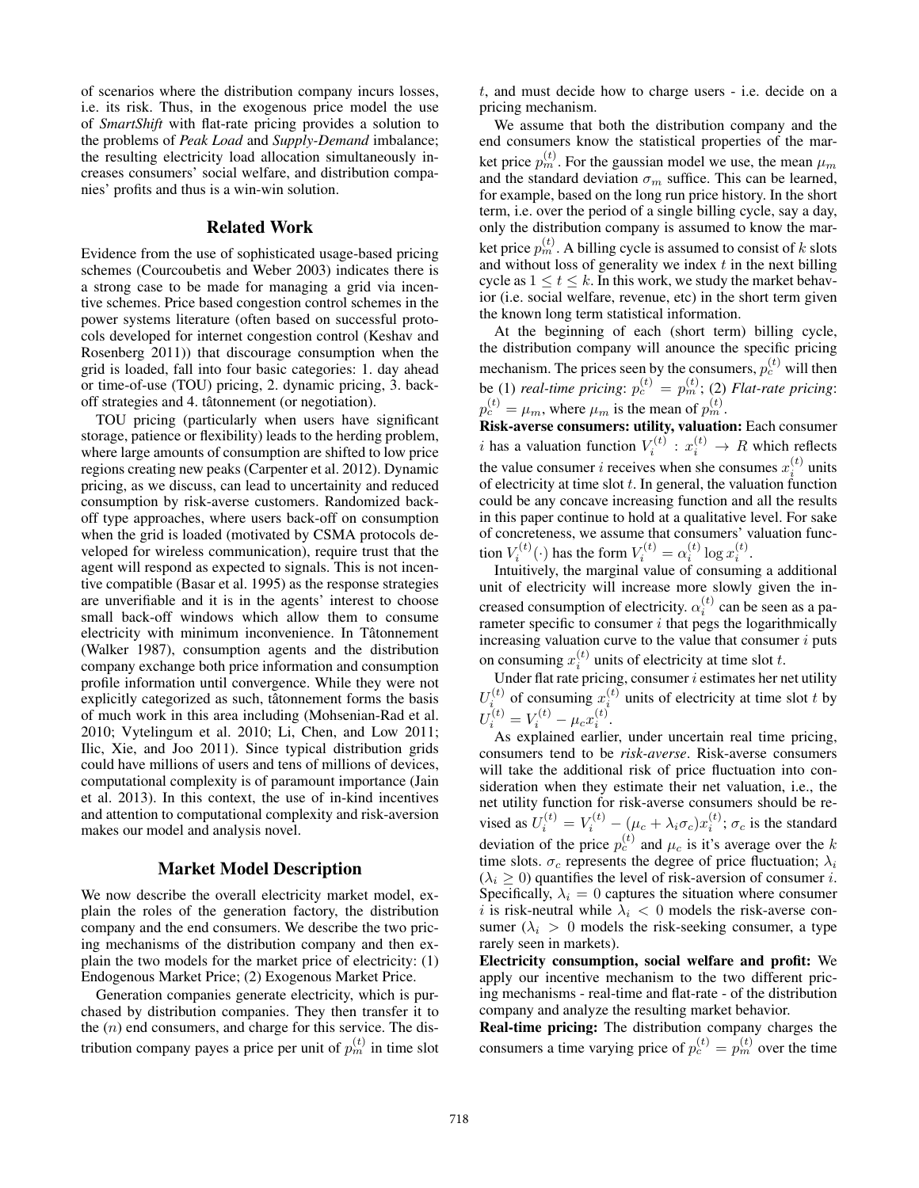of scenarios where the distribution company incurs losses, i.e. its risk. Thus, in the exogenous price model the use of *SmartShift* with flat-rate pricing provides a solution to the problems of *Peak Load* and *Supply-Demand* imbalance; the resulting electricity load allocation simultaneously increases consumers' social welfare, and distribution companies' profits and thus is a win-win solution.

## Related Work

Evidence from the use of sophisticated usage-based pricing schemes (Courcoubetis and Weber 2003) indicates there is a strong case to be made for managing a grid via incentive schemes. Price based congestion control schemes in the power systems literature (often based on successful protocols developed for internet congestion control (Keshav and Rosenberg 2011)) that discourage consumption when the grid is loaded, fall into four basic categories: 1. day ahead or time-of-use (TOU) pricing, 2. dynamic pricing, 3. back-off strategies and 4. tâtonnement (or negotiation).

TOU pricing (particularly when users have significant storage, patience or flexibility) leads to the herding problem, where large amounts of consumption are shifted to low price regions creating new peaks (Carpenter et al. 2012). Dynamic pricing, as we discuss, can lead to uncertainity and reduced consumption by risk-averse customers. Randomized back-off type approaches, where users back-off on consumption when the grid is loaded (motivated by CSMA protocols developed for wireless communication), require trust that the agent will respond as expected to signals. This is not incentive compatible (Basar et al. 1995) as the response strategies are unverifiable and it is in the agents' interest to choose small back-off windows which allow them to consume electricity with minimum inconvenience. In Tâtonnement (Walker 1987), consumption agents and the distribution company exchange both price information and consumption profile information until convergence. While they were not explicitly categorized as such, tâtonnement forms the basis of much work in this area including (Mohsenian-Rad et al. 2010; Vytelingum et al. 2010; Li, Chen, and Low 2011; Ilic, Xie, and Joo 2011). Since typical distribution grids could have millions of users and tens of millions of devices, computational complexity is of paramount importance (Jain et al. 2013). In this context, the use of in-kind incentives and attention to computational complexity and risk-aversion makes our model and analysis novel.

## Market Model Description

We now describe the overall electricity market model, explain the roles of the generation factory, the distribution company and the end consumers. We describe the two pricing mechanisms of the distribution company and then explain the two models for the market price of electricity: (1) Endogenous Market Price; (2) Exogenous Market Price.

Generation companies generate electricity, which is purchased by distribution companies. They then transfer it to the ($n$) end consumers, and charge for this service. The distribution company payes a price per unit of $p_m^{(t)}$ in time slot $t$, and must decide how to charge users - i.e. decide on a pricing mechanism.

We assume that both the distribution company and the end consumers know the statistical properties of the market price $p_m^{(t)}$. For the gaussian model we use, the mean $\mu_m$ and the standard deviation $\sigma_m$ suffice. This can be learned, for example, based on the long run price history. In the short term, i.e. over the period of a single billing cycle, say a day, only the distribution company is assumed to know the market price $p_m^{(t)}$. A billing cycle is assumed to consist of $k$ slots and without loss of generality we index $t$ in the next billing cycle as $1 \leq t \leq k$. In this work, we study the market behavior (i.e. social welfare, revenue, etc) in the short term given the known long term statistical information.

At the beginning of each (short term) billing cycle, the distribution company will anounce the specific pricing mechanism. The prices seen by the consumers, $p_c^{(t)}$ will then be (1) *real-time pricing*: $p_c^{(t)} = p_m^{(t)}$; (2) *Flat-rate pricing*: $p_c^{(t)} = \mu_m$, where $\mu_m$ is the mean of $p_m^{(t)}$.

**Risk-averse consumers: utility, valuation:** Each consumer $i$ has a valuation function $V_i^{(t)} : x_i^{(t)} \rightarrow R$ which reflects the value consumer $i$ receives when she consumes $x_i^{(t)}$ units of electricity at time slot $t$. In general, the valuation function could be any concave increasing function and all the results in this paper continue to hold at a qualitative level. For sake of concreteness, we assume that consumers' valuation function $V_i^{(t)}(\cdot)$ has the form $V_i^{(t)} = \alpha_i^{(t)} \log x_i^{(t)}$.

Intuitively, the marginal value of consuming a additional unit of electricity will increase more slowly given the increased consumption of electricity. $\alpha_i^{(t)}$ can be seen as a parameter specific to consumer $i$ that pegs the logarithmically increasing valuation curve to the value that consumer $i$ puts on consuming $x_i^{(t)}$ units of electricity at time slot $t$.

Under flat rate pricing, consumer $i$ estimates her net utility $U_i^{(t)}$ of consuming $x_i^{(t)}$ units of electricity at time slot $t$ by $U_i^{(t)} = V_i^{(t)} - \mu_c x_i^{(t)}$.

As explained earlier, under uncertain real time pricing, consumers tend to be *risk-averse*. Risk-averse consumers will take the additional risk of price fluctuation into consideration when they estimate their net valuation, i.e., the net utility function for risk-averse consumers should be revised as $U_i^{(t)} = V_i^{(t)} - (\mu_c + \lambda_i \sigma_c) x_i^{(t)}$; $\sigma_c$ is the standard deviation of the price $p_c^{(t)}$ and $\mu_c$ is it's average over the $k$ time slots. $\sigma_c$ represents the degree of price fluctuation; $\lambda_i$ ($\lambda_i \geq 0$) quantifies the level of risk-aversion of consumer $i$. Specifically, $\lambda_i = 0$ captures the situation where consumer $i$ is risk-neutral while $\lambda_i < 0$ models the risk-averse consumer ($\lambda_i > 0$ models the risk-seeking consumer, a type rarely seen in markets).

**Electricity consumption, social welfare and profit:** We apply our incentive mechanism to the two different pricing mechanisms - real-time and flat-rate - of the distribution company and analyze the resulting market behavior.

**Real-time pricing:** The distribution company charges the consumers a time varying price of $p_c^{(t)} = p_m^{(t)}$ over the time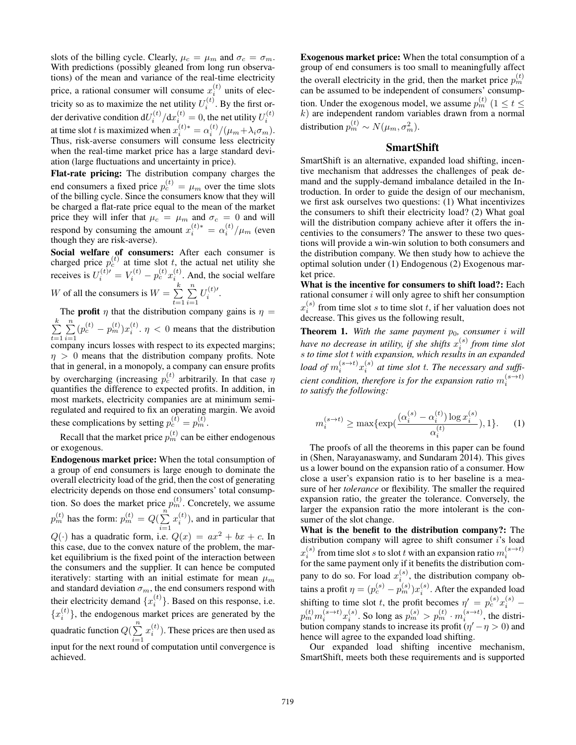slots of the billing cycle. Clearly, $\mu_c = \mu_m$ and $\sigma_c = \sigma_m$. With predictions (possibly gleaned from long run observations) of the mean and variance of the real-time electricity price, a rational consumer will consume $x_i^{(t)}$ units of electricity so as to maximize the net utility $U_i^{(t)}$. By the first order derivative condition $\mathrm{d}U_i^{(t)}/\mathrm{d}x_i^{(t)} = 0$, the net utility $U_i^{(t)}$ at time slot $t$ is maximized when $x_i^{(t)*} = \alpha_i^{(t)}/(\mu_m + \lambda_i \sigma_m)$. Thus, risk-averse consumers will consume less electricity when the real-time market price has a large standard deviation (large fluctuations and uncertainty in price).

**Flat-rate pricing:** The distribution company charges the end consumers a fixed price $p_c^{(t)} = \mu_m$ over the time slots of the billing cycle. Since the consumers know that they will be charged a flat-rate price equal to the mean of the market price they will infer that $\mu_c = \mu_m$ and $\sigma_c = 0$ and will respond by consuming the amount $x_i^{(t)*} = \alpha_i^{(t)}/\mu_m$ (even though they are risk-averse).

**Social welfare of consumers:** After each consumer is charged price $p_c^{(t)}$ at time slot $t$, the actual net utility she receives is $U_i^{(t)\prime} = V_i^{(t)} - p_c^{(t)} x_i^{(t)}$. And, the social welfare $W$ of all the consumers is $W = \sum_{t=1}^{k} \sum_{i=1}^{n} U_i^{(t)\prime}$.

The **profit** $\eta$ that the distribution company gains is $\eta = \sum_{t=1}^{k} \sum_{i=1}^{n} (p_c^{(t)} - p_m^{(t)}) x_i^{(t)}$. $\eta < 0$ means that the distribution company incurs losses with respect to its expected margins; $\eta > 0$ means that the distribution company profits. Note that in general, in a monopoly, a company can ensure profits by overcharging (increasing $p_c^{(t)}$ arbitrarily. In that case $\eta$ quantifies the difference to expected profits. In addition, in most markets, electricity companies are at minimum semi-regulated and required to fix an operating margin. We avoid these complications by setting $p_c^{(t)} = p_m^{(t)}$.

Recall that the market price $p_m^{(t)}$ can be either endogenous or exogenous.

**Endogenous market price:** When the total consumption of a group of end consumers is large enough to dominate the overall electricity load of the grid, then the cost of generating electricity depends on those end consumers' total consumption. So does the market price $p_m^{(t)}$. Concretely, we assume $p_m^{(t)}$ has the form: $p_m^{(t)} = Q(\sum_{i=1}^{n} x_i^{(t)})$, and in particular that $Q(\cdot)$ has a quadratic form, i.e. $Q(x) = ax^2 + bx + c$. In this case, due to the convex nature of the problem, the market equilibrium is the fixed point of the interaction between the consumers and the supplier. It can hence be computed iteratively: starting with an initial estimate for mean $\mu_m$ and standard deviation $\sigma_m$, the end consumers respond with their electricity demand $\{x_i^{(t)}\}$. Based on this response, i.e. $\{x_i^{(t)}\}$, the endogenous market prices are generated by the quadratic function $Q(\sum_{i=1}^{n} x_i^{(t)})$. These prices are then used as input for the next round of computation until convergence is achieved.

**Exogenous market price:** When the total consumption of a group of end consumers is too small to meaningfully affect the overall electricity in the grid, then the market price $p_m^{(t)}$ can be assumed to be independent of consumers' consumption. Under the exogenous model, we assume $p_m^{(t)}$ $(1 \le t \le k)$ are independent random variables drawn from a normal distribution $p_m^{(t)} \sim N(\mu_m, \sigma_m^2)$.

## SmartShift

SmartShift is an alternative, expanded load shifting, incentive mechanism that addresses the challenges of peak demand and the supply-demand imbalance detailed in the Introduction. In order to guide the design of our mechanism, we first ask ourselves two questions: (1) What incentivizes the consumers to shift their electricity load? (2) What goal will the distribution company achieve after it offers the incentives to the consumers? The answer to these two questions will provide a win-win solution to both consumers and the distribution company. We then study how to achieve the optimal solution under (1) Endogenous (2) Exogenous market price.

**What is the incentive for consumers to shift load?:** Each rational consumer $i$ will only agree to shift her consumption $x_i^{(s)}$ from time slot $s$ to time slot $t$, if her valuation does not decrease. This gives us the following result,

**Theorem 1.** *With the same payment $p_0$, consumer $i$ will have no decrease in utility, if she shifts $x_i^{(s)}$ from time slot $s$ to time slot $t$ with expansion, which results in an expanded load of $m_i^{(s\to t)} x_i^{(s)}$ at time slot $t$. The necessary and sufficient condition, therefore is for the expansion ratio $m_i^{(s\to t)}$ to satisfy the following:*

$$m_i^{(s\to t)} \ge \max\{\exp(\frac{(\alpha_i^{(s)} - \alpha_i^{(t)}) \log x_i^{(s)}}{\alpha_i^{(t)}}), 1\}. \quad (1)$$

The proofs of all the theorems in this paper can be found in (Shen, Narayanaswamy, and Sundaram 2014). This gives us a lower bound on the expansion ratio of a consumer. How close a user's expansion ratio is to her baseline is a measure of her *tolerance* or flexibility. The smaller the required expansion ratio, the greater the tolerance. Conversely, the larger the expansion ratio the more intolerant is the consumer of the slot change.

**What is the benefit to the distribution company?:** The distribution company will agree to shift consumer $i$'s load $x_i^{(s)}$ from time slot $s$ to slot $t$ with an expansion ratio $m_i^{(s\to t)}$ for the same payment only if it benefits the distribution company to do so. For load $x_i^{(s)}$, the distribution company obtains a profit $\eta = (p_c^{(s)} - p_m^{(s)}) x_i^{(s)}$. After the expanded load shifting to time slot $t$, the profit becomes $\eta' = p_c^{(s)} x_i^{(s)} - p_m^{(t)} m_i^{(s\to t)} x_i^{(s)}$. So long as $p_m^{(s)} > p_m^{(t)} \cdot m_i^{(s\to t)}$, the distribution company stands to increase its profit ($\eta' - \eta > 0$) and hence will agree to the expanded load shifting.

Our expanded load shifting incentive mechanism, SmartShift, meets both these requirements and is supported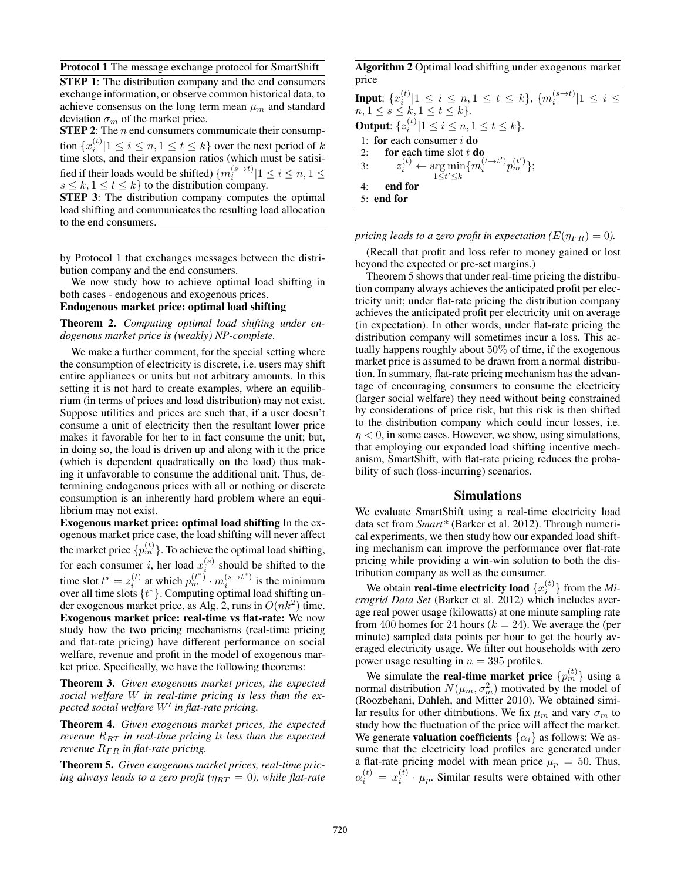**Protocol 1** The message exchange protocol for SmartShift

**STEP 1**: The distribution company and the end consumers exchange information, or observe common historical data, to achieve consensus on the long term mean $\mu_m$ and standard deviation $\sigma_m$ of the market price.

**STEP 2**: The $n$ end consumers communicate their consumption $\{x_i^{(t)} | 1 \le i \le n, 1 \le t \le k\}$ over the next period of $k$ time slots, and their expansion ratios (which must be satisified if their loads would be shifted) $\{m_i^{(s \to t)} | 1 \le i \le n, 1 \le s \le k, 1 \le t \le k\}$ to the distribution company.

**STEP 3**: The distribution company computes the optimal load shifting and communicates the resulting load allocation to the end consumers.

by Protocol 1 that exchanges messages between the distribution company and the end consumers.

We now study how to achieve optimal load shifting in both cases - endogenous and exogenous prices.

**Endogenous market price: optimal load shifting**

**Theorem 2.** *Computing optimal load shifting under endogenous market price is (weakly) NP-complete.*

We make a further comment, for the special setting where the consumption of electricity is discrete, i.e. users may shift entire appliances or units but not arbitrary amounts. In this setting it is not hard to create examples, where an equilibrium (in terms of prices and load distribution) may not exist. Suppose utilities and prices are such that, if a user doesn't consume a unit of electricity then the resultant lower price makes it favorable for her to in fact consume the unit; but, in doing so, the load is driven up and along with it the price (which is dependent quadratically on the load) thus making it unfavorable to consume the additional unit. Thus, determining endogenous prices with all or nothing or discrete consumption is an inherently hard problem where an equilibrium may not exist.

**Exogenous market price: optimal load shifting** In the exogenous market price case, the load shifting will never affect the market price $\{p_m^{(t)}\}$. To achieve the optimal load shifting, for each consumer $i$, her load $x_i^{(s)}$ should be shifted to the time slot $t^* = z_i^{(t)}$ at which $p_m^{(t^*)} \cdot m_i^{(s \to t^*)}$ is the minimum over all time slots $\{t^*\}$. Computing optimal load shifting under exogenous market price, as Alg. 2, runs in $O(nk^2)$ time.

**Exogenous market price: real-time vs flat-rate:** We now study how the two pricing mechanisms (real-time pricing and flat-rate pricing) have different performance on social welfare, revenue and profit in the model of exogenous market price. Specifically, we have the following theorems:

**Theorem 3.** *Given exogenous market prices, the expected social welfare $W$ in real-time pricing is less than the expected social welfare $W'$ in flat-rate pricing.*

**Theorem 4.** *Given exogenous market prices, the expected revenue $R_{RT}$ in real-time pricing is less than the expected revenue $R_{FR}$ in flat-rate pricing.*

**Theorem 5.** *Given exogenous market prices, real-time pricing always leads to a zero profit ($\eta_{RT} = 0$), while flat-rate pricing leads to a zero profit in expectation ($E(\eta_{FR}) = 0$).*

**Algorithm 2** Optimal load shifting under exogenous market price

**Input**: $\{x_i^{(t)} | 1 \le i \le n, 1 \le t \le k\}$, $\{m_i^{(s \to t)} | 1 \le i \le n, 1 \le s \le k, 1 \le t \le k\}$.

**Output**: $\{z_i^{(t)} | 1 \le i \le n, 1 \le t \le k\}$.

1: **for** each consumer $i$ **do**
2: &nbsp;&nbsp;&nbsp;&nbsp;**for** each time slot $t$ **do**
3: &nbsp;&nbsp;&nbsp;&nbsp;&nbsp;&nbsp;&nbsp;&nbsp;$z_i^{(t)} \leftarrow \arg\min_{1 \le t' \le k} \{m_i^{(t \to t')} p_m^{(t')}\}$;
4: &nbsp;&nbsp;&nbsp;&nbsp;**end for**
5: **end for**

(Recall that profit and loss refer to money gained or lost beyond the expected or pre-set margins.)

Theorem 5 shows that under real-time pricing the distribution company always achieves the anticipated profit per electricity unit; under flat-rate pricing the distribution company achieves the anticipated profit per electricity unit on average (in expectation). In other words, under flat-rate pricing the distribution company will sometimes incur a loss. This actually happens roughly about 50% of time, if the exogenous market price is assumed to be drawn from a normal distribution. In summary, flat-rate pricing mechanism has the advantage of encouraging consumers to consume the electricity (larger social welfare) they need without being constrained by considerations of price risk, but this risk is then shifted to the distribution company which could incur losses, i.e. $\eta < 0$, in some cases. However, we show, using simulations, that employing our expanded load shifting incentive mechanism, SmartShift, with flat-rate pricing reduces the probability of such (loss-incurring) scenarios.

## Simulations

We evaluate SmartShift using a real-time electricity load data set from *Smart\** (Barker et al. 2012). Through numerical experiments, we then study how our expanded load shifting mechanism can improve the performance over flat-rate pricing while providing a win-win solution to both the distribution company as well as the consumer.

We obtain **real-time electricity load** $\{x_i^{(t)}\}$ from the *Microgrid Data Set* (Barker et al. 2012) which includes average real power usage (kilowatts) at one minute sampling rate from 400 homes for 24 hours ($k = 24$). We average the (per minute) sampled data points per hour to get the hourly averaged electricity usage. We filter out households with zero power usage resulting in $n = 395$ profiles.

We simulate the **real-time market price** $\{p_m^{(t)}\}$ using a normal distribution $N(\mu_m, \sigma_m^2)$ motivated by the model of (Roozbehani, Dahleh, and Mitter 2010). We obtained similar results for other ditributions. We fix $\mu_m$ and vary $\sigma_m$ to study how the fluctuation of the price will affect the market. We generate **valuation coefficients** $\{\alpha_i\}$ as follows: We assume that the electricity load profiles are generated under a flat-rate pricing model with mean price $\mu_p = 50$. Thus, $\alpha_i^{(t)} = x_i^{(t)} \cdot \mu_p$. Similar results were obtained with other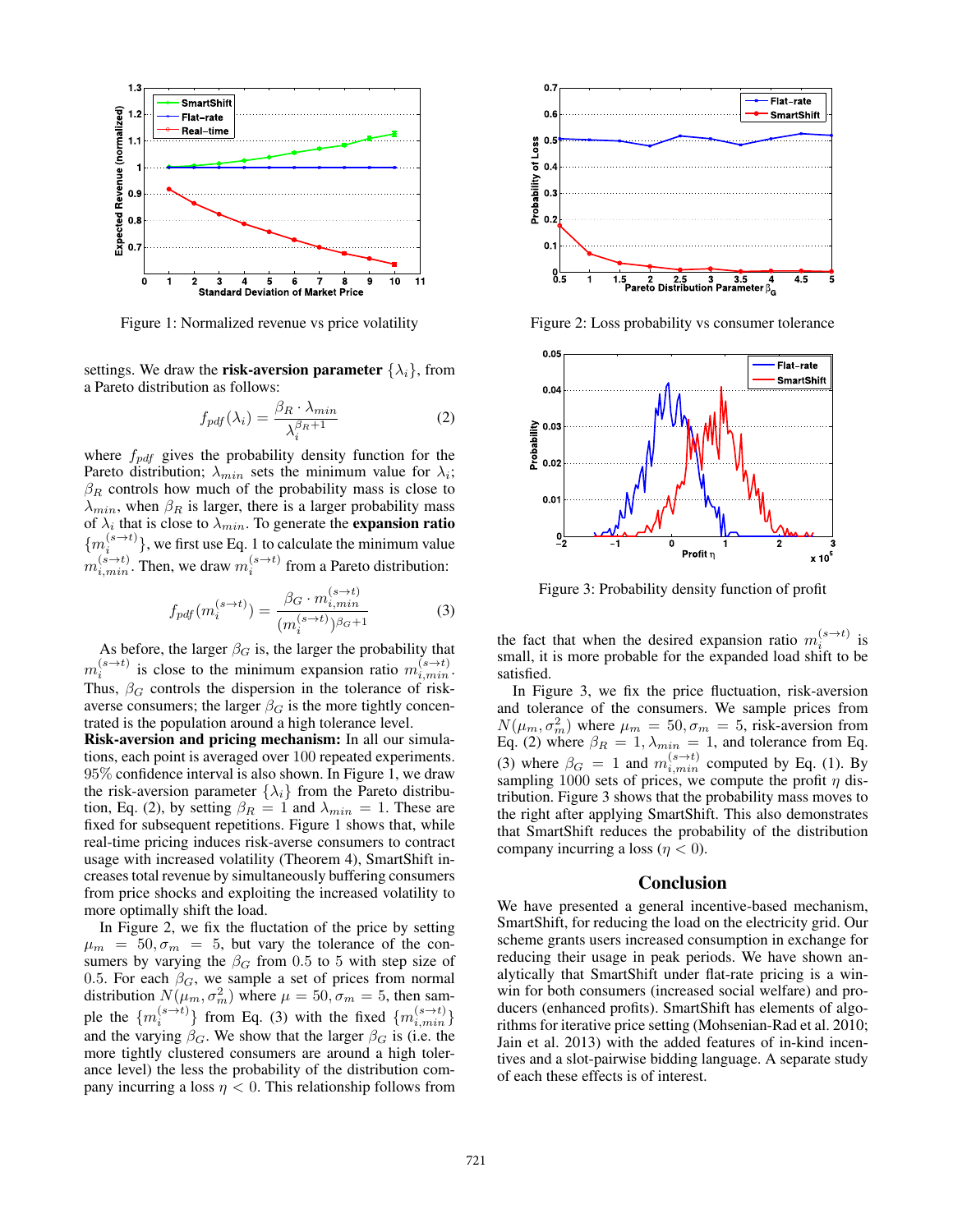Figure 1: Normalized revenue vs price volatility

settings. We draw the **risk-aversion parameter** $\{\lambda_i\}$, from a Pareto distribution as follows:

$$f_{pdf}(\lambda_i) = \frac{\beta_R \cdot \lambda_{min}}{\lambda_i^{\beta_R+1}} \tag{2}$$

where $f_{pdf}$ gives the probability density function for the Pareto distribution; $\lambda_{min}$ sets the minimum value for $\lambda_i$; $\beta_R$ controls how much of the probability mass is close to $\lambda_{min}$, when $\beta_R$ is larger, there is a larger probability mass of $\lambda_i$ that is close to $\lambda_{min}$. To generate the **expansion ratio** $\{m_i^{(s\to t)}\}$, we first use Eq. 1 to calculate the minimum value $m_{i,min}^{(s\to t)}$. Then, we draw $m_i^{(s\to t)}$ from a Pareto distribution:

$$f_{pdf}(m_i^{(s\to t)}) = \frac{\beta_G \cdot m_{i,min}^{(s\to t)}}{(m_i^{(s\to t)})^{\beta_G+1}} \tag{3}$$

As before, the larger $\beta_G$ is, the larger the probability that $m_i^{(s\to t)}$ is close to the minimum expansion ratio $m_{i,min}^{(s\to t)}$. Thus, $\beta_G$ controls the dispersion in the tolerance of risk-averse consumers; the larger $\beta_G$ is the more tightly concentrated is the population around a high tolerance level.

**Risk-aversion and pricing mechanism:** In all our simulations, each point is averaged over 100 repeated experiments. 95% confidence interval is also shown. In Figure 1, we draw the risk-aversion parameter $\{\lambda_i\}$ from the Pareto distribution, Eq. (2), by setting $\beta_R = 1$ and $\lambda_{min} = 1$. These are fixed for subsequent repetitions. Figure 1 shows that, while real-time pricing induces risk-averse consumers to contract usage with increased volatility (Theorem 4), SmartShift increases total revenue by simultaneously buffering consumers from price shocks and exploiting the increased volatility to more optimally shift the load.

In Figure 2, we fix the fluctation of the price by setting $\mu_m = 50, \sigma_m = 5$, but vary the tolerance of the consumers by varying the $\beta_G$ from 0.5 to 5 with step size of 0.5. For each $\beta_G$, we sample a set of prices from normal distribution $N(\mu_m, \sigma_m^2)$ where $\mu = 50, \sigma_m = 5$, then sample the $\{m_i^{(s\to t)}\}$ from Eq. (3) with the fixed $\{m_{i,min}^{(s\to t)}\}$ and the varying $\beta_G$. We show that the larger $\beta_G$ is (i.e. the more tightly clustered consumers are around a high tolerance level) the less the probability of the distribution company incurring a loss $\eta < 0$. This relationship follows from the fact that when the desired expansion ratio $m_i^{(s\to t)}$ is small, it is more probable for the expanded load shift to be satisfied.

Figure 2: Loss probability vs consumer tolerance

Figure 3: Probability density function of profit

In Figure 3, we fix the price fluctuation, risk-aversion and tolerance of the consumers. We sample prices from $N(\mu_m, \sigma_m^2)$ where $\mu_m = 50, \sigma_m = 5$, risk-aversion from Eq. (2) where $\beta_R = 1, \lambda_{min} = 1$, and tolerance from Eq. (3) where $\beta_G = 1$ and $m_{i,min}^{(s\to t)}$ computed by Eq. (1). By sampling 1000 sets of prices, we compute the profit $\eta$ distribution. Figure 3 shows that the probability mass moves to the right after applying SmartShift. This also demonstrates that SmartShift reduces the probability of the distribution company incurring a loss ($\eta < 0$).

## Conclusion

We have presented a general incentive-based mechanism, SmartShift, for reducing the load on the electricity grid. Our scheme grants users increased consumption in exchange for reducing their usage in peak periods. We have shown analytically that SmartShift under flat-rate pricing is a win-win for both consumers (increased social welfare) and producers (enhanced profits). SmartShift has elements of algorithms for iterative price setting (Mohsenian-Rad et al. 2010; Jain et al. 2013) with the added features of in-kind incentives and a slot-pairwise bidding language. A separate study of each these effects is of interest.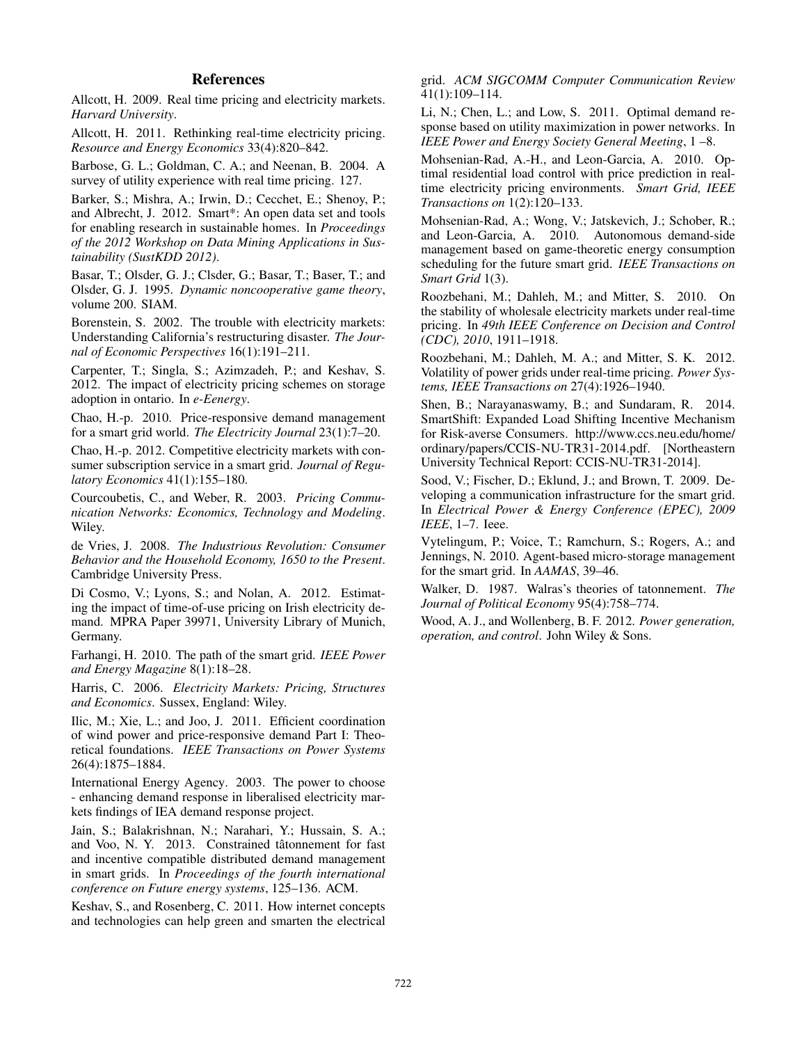## References

Allcott, H. 2009. Real time pricing and electricity markets. *Harvard University*.

Allcott, H. 2011. Rethinking real-time electricity pricing. *Resource and Energy Economics* 33(4):820–842.

Barbose, G. L.; Goldman, C. A.; and Neenan, B. 2004. A survey of utility experience with real time pricing. 127.

Barker, S.; Mishra, A.; Irwin, D.; Cecchet, E.; Shenoy, P.; and Albrecht, J. 2012. Smart*: An open data set and tools for enabling research in sustainable homes. In *Proceedings of the 2012 Workshop on Data Mining Applications in Sustainability (SustKDD 2012)*.

Basar, T.; Olsder, G. J.; Clsder, G.; Basar, T.; Baser, T.; and Olsder, G. J. 1995. *Dynamic noncooperative game theory*, volume 200. SIAM.

Borenstein, S. 2002. The trouble with electricity markets: Understanding California's restructuring disaster. *The Journal of Economic Perspectives* 16(1):191–211.

Carpenter, T.; Singla, S.; Azimzadeh, P.; and Keshav, S. 2012. The impact of electricity pricing schemes on storage adoption in ontario. In *e-Eenergy*.

Chao, H.-p. 2010. Price-responsive demand management for a smart grid world. *The Electricity Journal* 23(1):7–20.

Chao, H.-p. 2012. Competitive electricity markets with consumer subscription service in a smart grid. *Journal of Regulatory Economics* 41(1):155–180.

Courcoubetis, C., and Weber, R. 2003. *Pricing Communication Networks: Economics, Technology and Modeling*. Wiley.

de Vries, J. 2008. *The Industrious Revolution: Consumer Behavior and the Household Economy, 1650 to the Present*. Cambridge University Press.

Di Cosmo, V.; Lyons, S.; and Nolan, A. 2012. Estimating the impact of time-of-use pricing on Irish electricity demand. MPRA Paper 39971, University Library of Munich, Germany.

Farhangi, H. 2010. The path of the smart grid. *IEEE Power and Energy Magazine* 8(1):18–28.

Harris, C. 2006. *Electricity Markets: Pricing, Structures and Economics*. Sussex, England: Wiley.

Ilic, M.; Xie, L.; and Joo, J. 2011. Efficient coordination of wind power and price-responsive demand Part I: Theoretical foundations. *IEEE Transactions on Power Systems* 26(4):1875–1884.

International Energy Agency. 2003. The power to choose - enhancing demand response in liberalised electricity markets findings of IEA demand response project.

Jain, S.; Balakrishnan, N.; Narahari, Y.; Hussain, S. A.; and Voo, N. Y. 2013. Constrained tâtonnement for fast and incentive compatible distributed demand management in smart grids. In *Proceedings of the fourth international conference on Future energy systems*, 125–136. ACM.

Keshav, S., and Rosenberg, C. 2011. How internet concepts and technologies can help green and smarten the electrical grid. *ACM SIGCOMM Computer Communication Review* 41(1):109–114.

Li, N.; Chen, L.; and Low, S. 2011. Optimal demand response based on utility maximization in power networks. In *IEEE Power and Energy Society General Meeting*, 1 –8.

Mohsenian-Rad, A.-H., and Leon-Garcia, A. 2010. Optimal residential load control with price prediction in real-time electricity pricing environments. *Smart Grid, IEEE Transactions on* 1(2):120–133.

Mohsenian-Rad, A.; Wong, V.; Jatskevich, J.; Schober, R.; and Leon-Garcia, A. 2010. Autonomous demand-side management based on game-theoretic energy consumption scheduling for the future smart grid. *IEEE Transactions on Smart Grid* 1(3).

Roozbehani, M.; Dahleh, M.; and Mitter, S. 2010. On the stability of wholesale electricity markets under real-time pricing. In *49th IEEE Conference on Decision and Control (CDC), 2010*, 1911–1918.

Roozbehani, M.; Dahleh, M. A.; and Mitter, S. K. 2012. Volatility of power grids under real-time pricing. *Power Systems, IEEE Transactions on* 27(4):1926–1940.

Shen, B.; Narayanaswamy, B.; and Sundaram, R. 2014. SmartShift: Expanded Load Shifting Incentive Mechanism for Risk-averse Consumers. http://www.ccs.neu.edu/home/ordinary/papers/CCIS-NU-TR31-2014.pdf. [Northeastern University Technical Report: CCIS-NU-TR31-2014].

Sood, V.; Fischer, D.; Eklund, J.; and Brown, T. 2009. Developing a communication infrastructure for the smart grid. In *Electrical Power & Energy Conference (EPEC), 2009 IEEE*, 1–7. Ieee.

Vytelingum, P.; Voice, T.; Ramchurn, S.; Rogers, A.; and Jennings, N. 2010. Agent-based micro-storage management for the smart grid. In *AAMAS*, 39–46.

Walker, D. 1987. Walras's theories of tatonnement. *The Journal of Political Economy* 95(4):758–774.

Wood, A. J., and Wollenberg, B. F. 2012. *Power generation, operation, and control*. John Wiley & Sons.